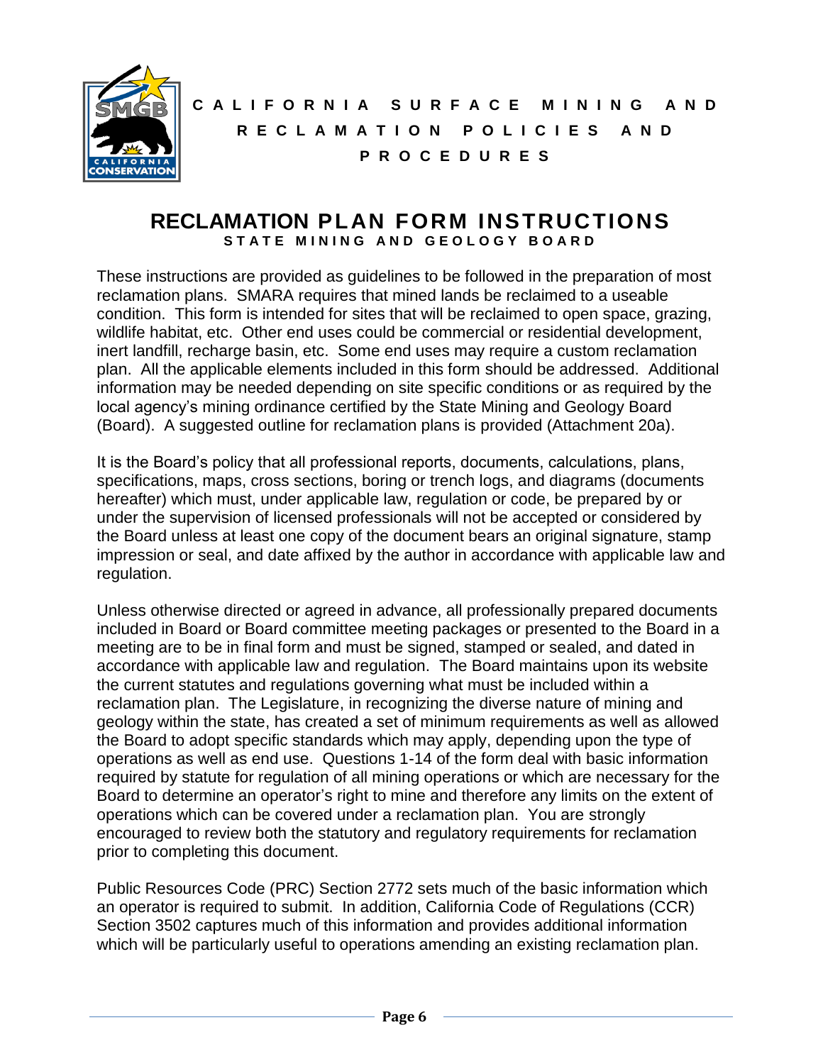# CALIFORNIA SURFACE MINING AND RECLAMATION POLICIES AND PROCEDURES

## RECLAMATION PLAN FORM INSTRUCTIONS

**STATE MINING AND GEOLOGY BOARD**

These instructions are provided as guidelines to be followed in the preparation of most reclamation plans. SMARA requires that mined lands be reclaimed to a useable condition. This form is intended for sites that will be reclaimed to open space, grazing, wildlife habitat, etc. Other end uses could be commercial or residential development, inert landfill, recharge basin, etc. Some end uses may require a custom reclamation plan. All the applicable elements included in this form should be addressed. Additional information may be needed depending on site specific conditions or as required by the local agency's mining ordinance certified by the State Mining and Geology Board (Board). A suggested outline for reclamation plans is provided (Attachment 20a).

It is the Board's policy that all professional reports, documents, calculations, plans, specifications, maps, cross sections, boring or trench logs, and diagrams (documents hereafter) which must, under applicable law, regulation or code, be prepared by or under the supervision of licensed professionals will not be accepted or considered by the Board unless at least one copy of the document bears an original signature, stamp impression or seal, and date affixed by the author in accordance with applicable law and regulation.

Unless otherwise directed or agreed in advance, all professionally prepared documents included in Board or Board committee meeting packages or presented to the Board in a meeting are to be in final form and must be signed, stamped or sealed, and dated in accordance with applicable law and regulation. The Board maintains upon its website the current statutes and regulations governing what must be included within a reclamation plan. The Legislature, in recognizing the diverse nature of mining and geology within the state, has created a set of minimum requirements as well as allowed the Board to adopt specific standards which may apply, depending upon the type of operations as well as end use. Questions 1-14 of the form deal with basic information required by statute for regulation of all mining operations or which are necessary for the Board to determine an operator's right to mine and therefore any limits on the extent of operations which can be covered under a reclamation plan. You are strongly encouraged to review both the statutory and regulatory requirements for reclamation prior to completing this document.

Public Resources Code (PRC) Section 2772 sets much of the basic information which an operator is required to submit. In addition, California Code of Regulations (CCR) Section 3502 captures much of this information and provides additional information which will be particularly useful to operations amending an existing reclamation plan.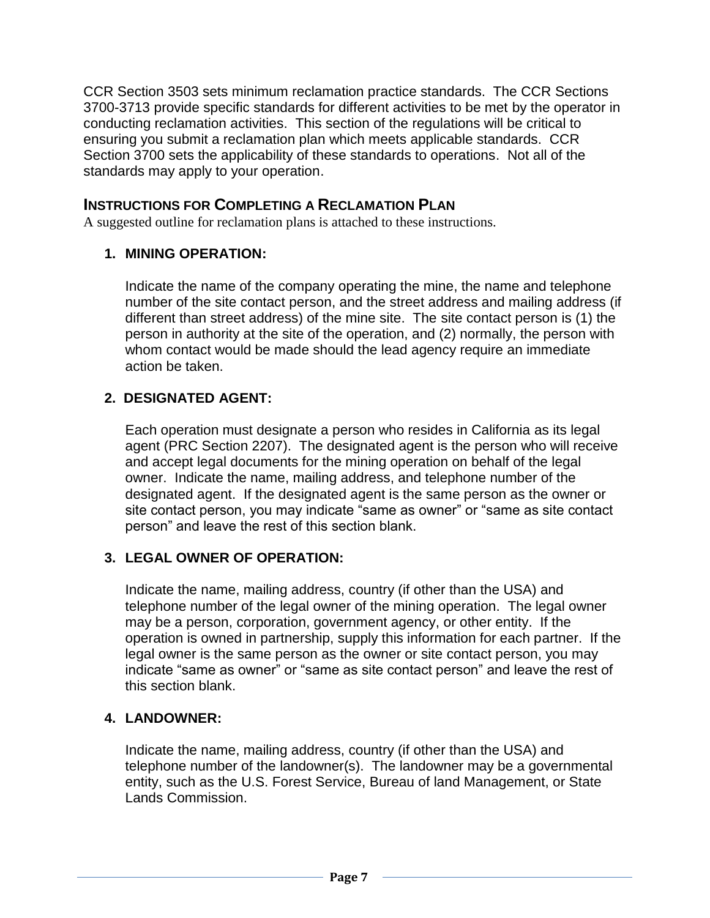CCR Section 3503 sets minimum reclamation practice standards. The CCR Sections 3700-3713 provide specific standards for different activities to be met by the operator in conducting reclamation activities. This section of the regulations will be critical to ensuring you submit a reclamation plan which meets applicable standards. CCR Section 3700 sets the applicability of these standards to operations. Not all of the standards may apply to your operation.

## INSTRUCTIONS FOR COMPLETING A RECLAMATION PLAN

A suggested outline for reclamation plans is attached to these instructions.

### 1. MINING OPERATION:

Indicate the name of the company operating the mine, the name and telephone number of the site contact person, and the street address and mailing address (if different than street address) of the mine site. The site contact person is (1) the person in authority at the site of the operation, and (2) normally, the person with whom contact would be made should the lead agency require an immediate action be taken.

### 2. DESIGNATED AGENT:

Each operation must designate a person who resides in California as its legal agent (PRC Section 2207). The designated agent is the person who will receive and accept legal documents for the mining operation on behalf of the legal owner. Indicate the name, mailing address, and telephone number of the designated agent. If the designated agent is the same person as the owner or site contact person, you may indicate “same as owner” or “same as site contact person” and leave the rest of this section blank.

### 3. LEGAL OWNER OF OPERATION:

Indicate the name, mailing address, country (if other than the USA) and telephone number of the legal owner of the mining operation. The legal owner may be a person, corporation, government agency, or other entity. If the operation is owned in partnership, supply this information for each partner. If the legal owner is the same person as the owner or site contact person, you may indicate “same as owner” or “same as site contact person” and leave the rest of this section blank.

### 4. LANDOWNER:

Indicate the name, mailing address, country (if other than the USA) and telephone number of the landowner(s). The landowner may be a governmental entity, such as the U.S. Forest Service, Bureau of land Management, or State Lands Commission.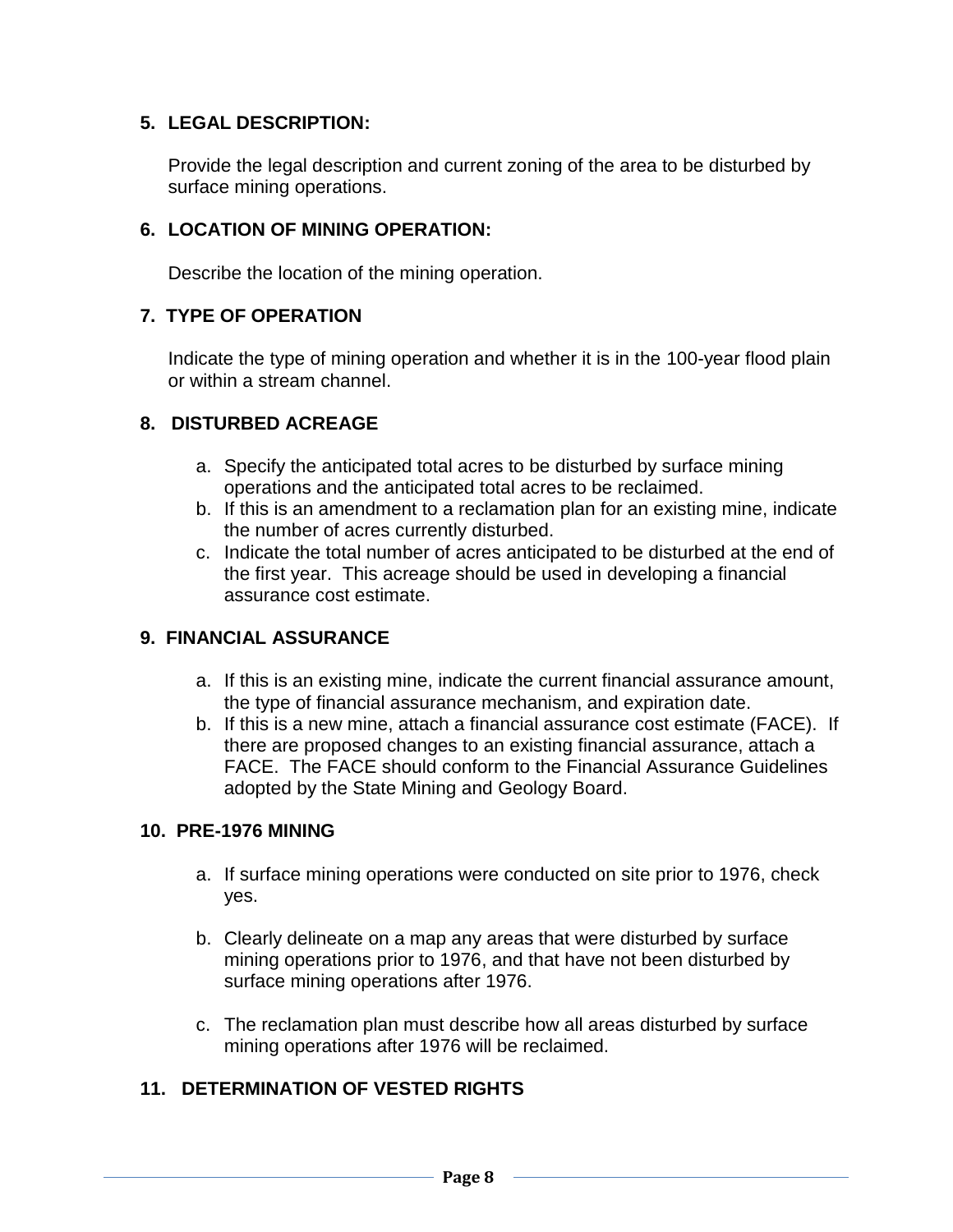### 5. LEGAL DESCRIPTION:

Provide the legal description and current zoning of the area to be disturbed by surface mining operations.

### 6. LOCATION OF MINING OPERATION:

Describe the location of the mining operation.

### 7. TYPE OF OPERATION

Indicate the type of mining operation and whether it is in the 100-year flood plain or within a stream channel.

### 8. DISTURBED ACREAGE

a. Specify the anticipated total acres to be disturbed by surface mining operations and the anticipated total acres to be reclaimed.
b. If this is an amendment to a reclamation plan for an existing mine, indicate the number of acres currently disturbed.
c. Indicate the total number of acres anticipated to be disturbed at the end of the first year. This acreage should be used in developing a financial assurance cost estimate.

### 9. FINANCIAL ASSURANCE

a. If this is an existing mine, indicate the current financial assurance amount, the type of financial assurance mechanism, and expiration date.
b. If this is a new mine, attach a financial assurance cost estimate (FACE). If there are proposed changes to an existing financial assurance, attach a FACE. The FACE should conform to the Financial Assurance Guidelines adopted by the State Mining and Geology Board.

### 10. PRE-1976 MINING

a. If surface mining operations were conducted on site prior to 1976, check yes.

b. Clearly delineate on a map any areas that were disturbed by surface mining operations prior to 1976, and that have not been disturbed by surface mining operations after 1976.

c. The reclamation plan must describe how all areas disturbed by surface mining operations after 1976 will be reclaimed.

### 11. DETERMINATION OF VESTED RIGHTS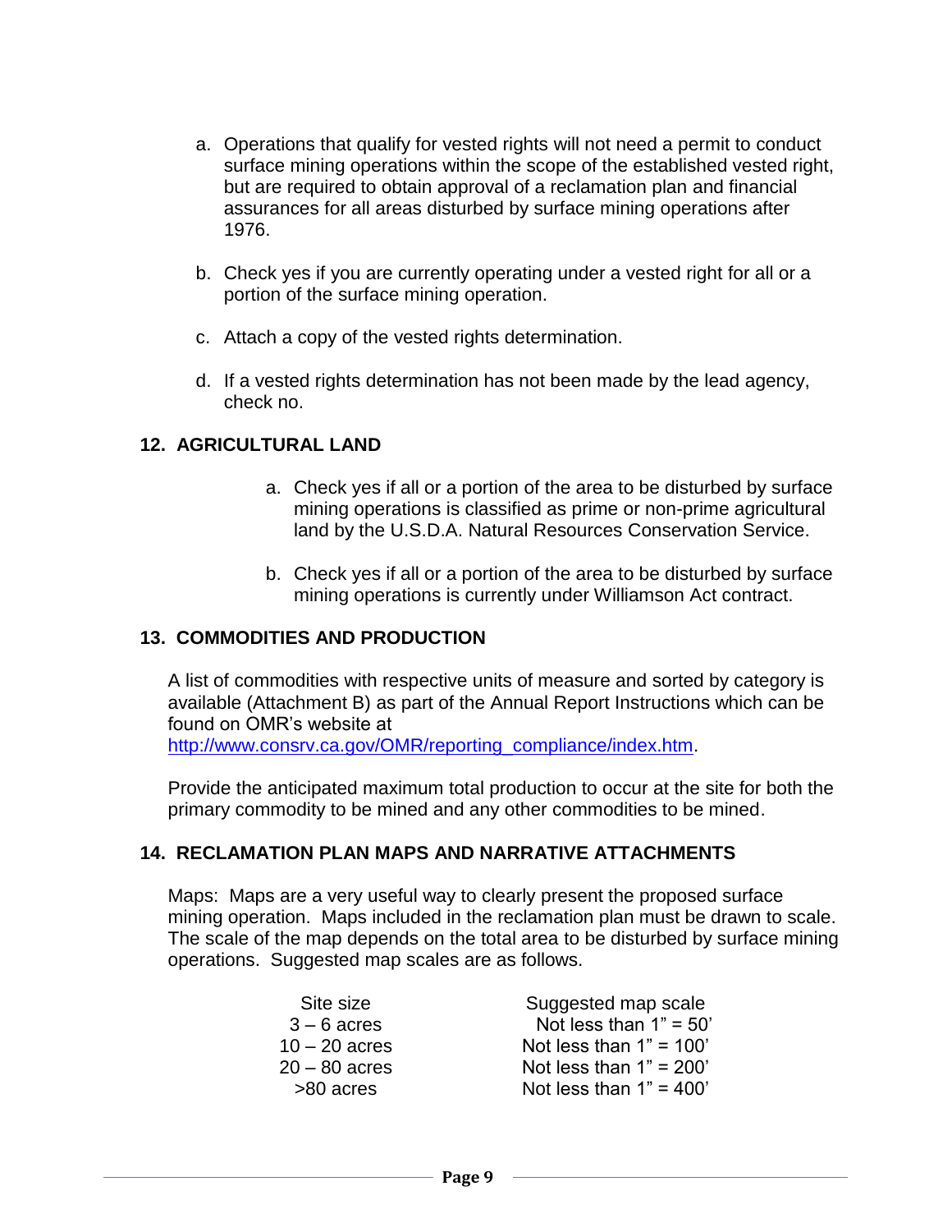a. Operations that qualify for vested rights will not need a permit to conduct surface mining operations within the scope of the established vested right, but are required to obtain approval of a reclamation plan and financial assurances for all areas disturbed by surface mining operations after 1976.

b. Check yes if you are currently operating under a vested right for all or a portion of the surface mining operation.

c. Attach a copy of the vested rights determination.

d. If a vested rights determination has not been made by the lead agency, check no.

## 12. AGRICULTURAL LAND

a. Check yes if all or a portion of the area to be disturbed by surface mining operations is classified as prime or non-prime agricultural land by the U.S.D.A. Natural Resources Conservation Service.

b. Check yes if all or a portion of the area to be disturbed by surface mining operations is currently under Williamson Act contract.

## 13. COMMODITIES AND PRODUCTION

A list of commodities with respective units of measure and sorted by category is available (Attachment B) as part of the Annual Report Instructions which can be found on OMR's website at http://www.consrv.ca.gov/OMR/reporting_compliance/index.htm.

Provide the anticipated maximum total production to occur at the site for both the primary commodity to be mined and any other commodities to be mined.

## 14. RECLAMATION PLAN MAPS AND NARRATIVE ATTACHMENTS

Maps: Maps are a very useful way to clearly present the proposed surface mining operation. Maps included in the reclamation plan must be drawn to scale. The scale of the map depends on the total area to be disturbed by surface mining operations. Suggested map scales are as follows.

| Site size | Suggested map scale |
|---|---|
| 3 – 6 acres | Not less than 1" = 50' |
| 10 – 20 acres | Not less than 1" = 100' |
| 20 – 80 acres | Not less than 1" = 200' |
| >80 acres | Not less than 1" = 400' |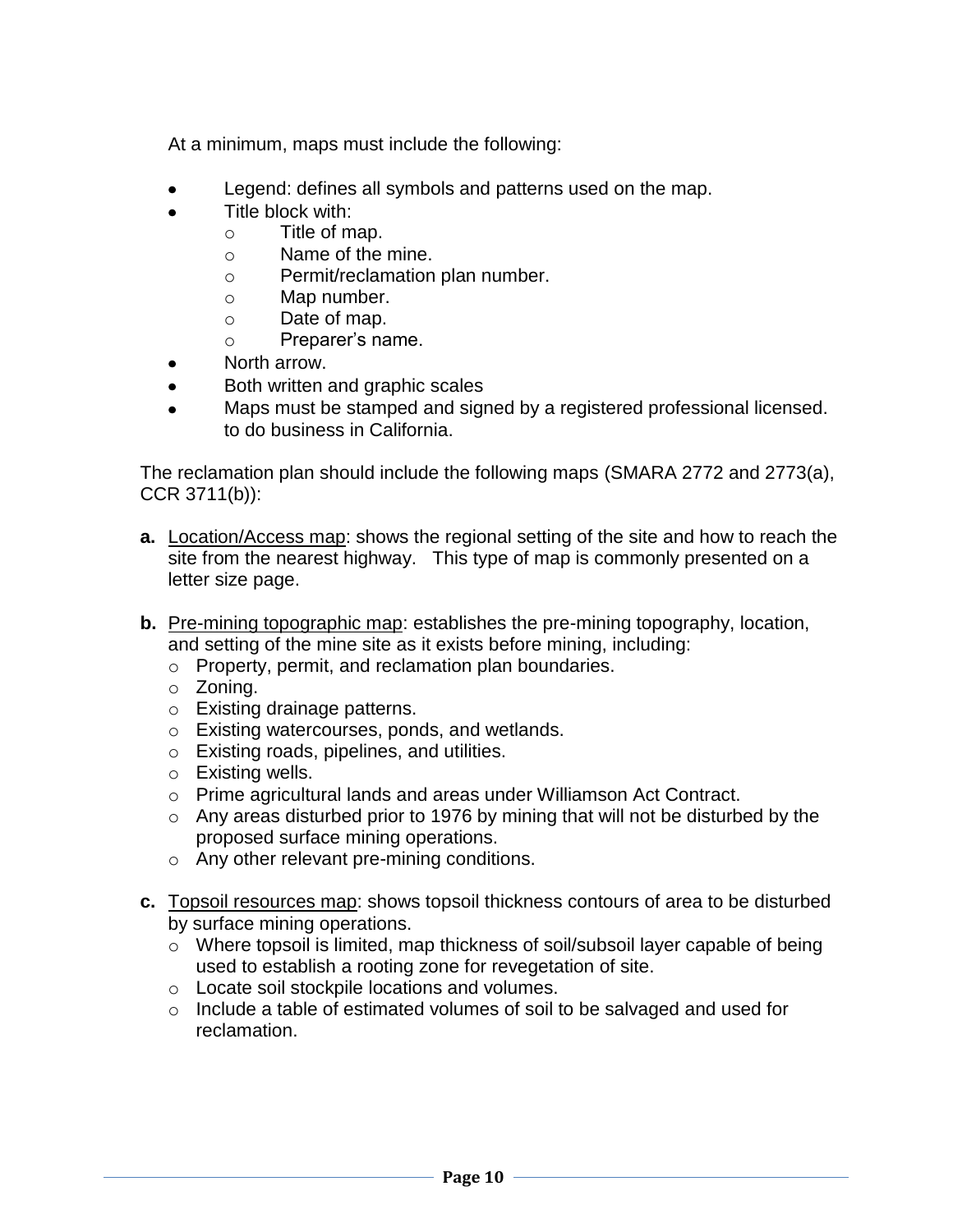At a minimum, maps must include the following:

- Legend: defines all symbols and patterns used on the map.
- Title block with:
  - Title of map.
  - Name of the mine.
  - Permit/reclamation plan number.
  - Map number.
  - Date of map.
  - Preparer's name.
- North arrow.
- Both written and graphic scales
- Maps must be stamped and signed by a registered professional licensed. to do business in California.

The reclamation plan should include the following maps (SMARA 2772 and 2773(a), CCR 3711(b)):

**a.** Location/Access map: shows the regional setting of the site and how to reach the site from the nearest highway. This type of map is commonly presented on a letter size page.

**b.** Pre-mining topographic map: establishes the pre-mining topography, location, and setting of the mine site as it exists before mining, including:
  - Property, permit, and reclamation plan boundaries.
  - Zoning.
  - Existing drainage patterns.
  - Existing watercourses, ponds, and wetlands.
  - Existing roads, pipelines, and utilities.
  - Existing wells.
  - Prime agricultural lands and areas under Williamson Act Contract.
  - Any areas disturbed prior to 1976 by mining that will not be disturbed by the proposed surface mining operations.
  - Any other relevant pre-mining conditions.

**c.** Topsoil resources map: shows topsoil thickness contours of area to be disturbed by surface mining operations.
  - Where topsoil is limited, map thickness of soil/subsoil layer capable of being used to establish a rooting zone for revegetation of site.
  - Locate soil stockpile locations and volumes.
  - Include a table of estimated volumes of soil to be salvaged and used for reclamation.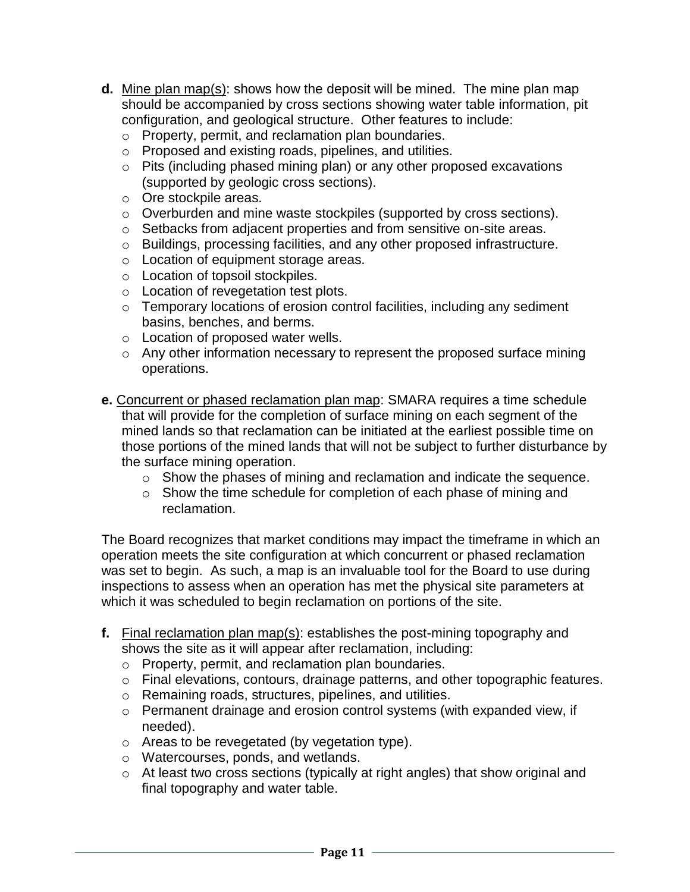**d.** Mine plan map(s): shows how the deposit will be mined. The mine plan map should be accompanied by cross sections showing water table information, pit configuration, and geological structure. Other features to include:

- Property, permit, and reclamation plan boundaries.
- Proposed and existing roads, pipelines, and utilities.
- Pits (including phased mining plan) or any other proposed excavations (supported by geologic cross sections).
- Ore stockpile areas.
- Overburden and mine waste stockpiles (supported by cross sections).
- Setbacks from adjacent properties and from sensitive on-site areas.
- Buildings, processing facilities, and any other proposed infrastructure.
- Location of equipment storage areas.
- Location of topsoil stockpiles.
- Location of revegetation test plots.
- Temporary locations of erosion control facilities, including any sediment basins, benches, and berms.
- Location of proposed water wells.
- Any other information necessary to represent the proposed surface mining operations.

**e.** Concurrent or phased reclamation plan map: SMARA requires a time schedule that will provide for the completion of surface mining on each segment of the mined lands so that reclamation can be initiated at the earliest possible time on those portions of the mined lands that will not be subject to further disturbance by the surface mining operation.

- Show the phases of mining and reclamation and indicate the sequence.
- Show the time schedule for completion of each phase of mining and reclamation.

The Board recognizes that market conditions may impact the timeframe in which an operation meets the site configuration at which concurrent or phased reclamation was set to begin. As such, a map is an invaluable tool for the Board to use during inspections to assess when an operation has met the physical site parameters at which it was scheduled to begin reclamation on portions of the site.

**f.** Final reclamation plan map(s): establishes the post-mining topography and shows the site as it will appear after reclamation, including:

- Property, permit, and reclamation plan boundaries.
- Final elevations, contours, drainage patterns, and other topographic features.
- Remaining roads, structures, pipelines, and utilities.
- Permanent drainage and erosion control systems (with expanded view, if needed).
- Areas to be revegetated (by vegetation type).
- Watercourses, ponds, and wetlands.
- At least two cross sections (typically at right angles) that show original and final topography and water table.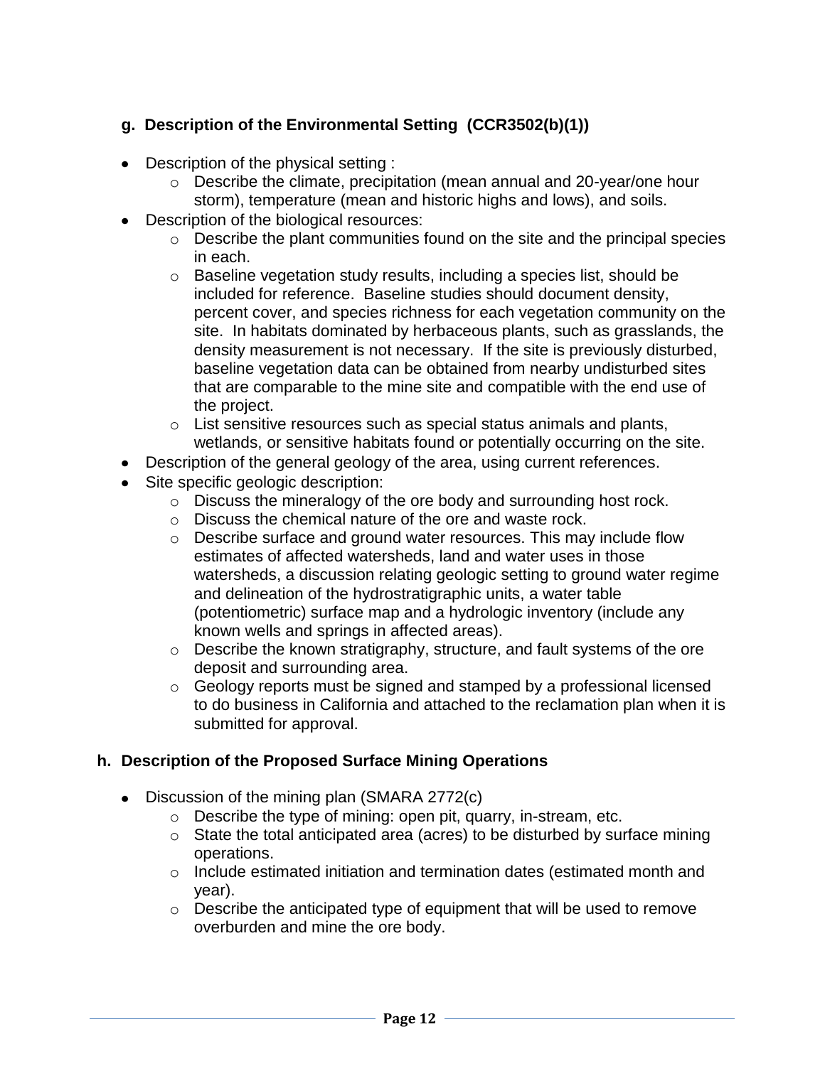### g. Description of the Environmental Setting (CCR3502(b)(1))

- Description of the physical setting :
  - Describe the climate, precipitation (mean annual and 20-year/one hour storm), temperature (mean and historic highs and lows), and soils.
- Description of the biological resources:
  - Describe the plant communities found on the site and the principal species in each.
  - Baseline vegetation study results, including a species list, should be included for reference. Baseline studies should document density, percent cover, and species richness for each vegetation community on the site. In habitats dominated by herbaceous plants, such as grasslands, the density measurement is not necessary. If the site is previously disturbed, baseline vegetation data can be obtained from nearby undisturbed sites that are comparable to the mine site and compatible with the end use of the project.
  - List sensitive resources such as special status animals and plants, wetlands, or sensitive habitats found or potentially occurring on the site.
- Description of the general geology of the area, using current references.
- Site specific geologic description:
  - Discuss the mineralogy of the ore body and surrounding host rock.
  - Discuss the chemical nature of the ore and waste rock.
  - Describe surface and ground water resources. This may include flow estimates of affected watersheds, land and water uses in those watersheds, a discussion relating geologic setting to ground water regime and delineation of the hydrostratigraphic units, a water table (potentiometric) surface map and a hydrologic inventory (include any known wells and springs in affected areas).
  - Describe the known stratigraphy, structure, and fault systems of the ore deposit and surrounding area.
  - Geology reports must be signed and stamped by a professional licensed to do business in California and attached to the reclamation plan when it is submitted for approval.

### h. Description of the Proposed Surface Mining Operations

- Discussion of the mining plan (SMARA 2772(c)
  - Describe the type of mining: open pit, quarry, in-stream, etc.
  - State the total anticipated area (acres) to be disturbed by surface mining operations.
  - Include estimated initiation and termination dates (estimated month and year).
  - Describe the anticipated type of equipment that will be used to remove overburden and mine the ore body.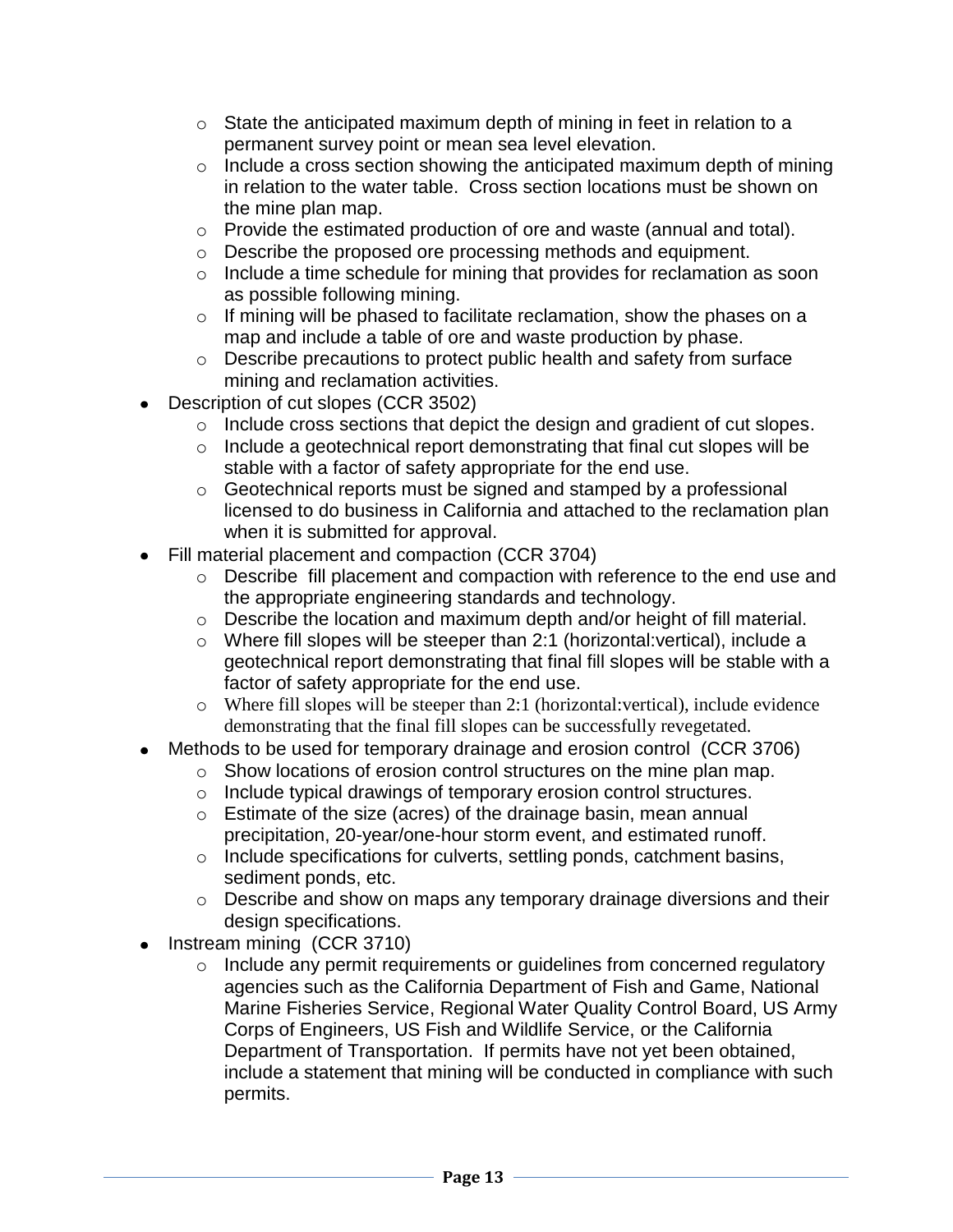- State the anticipated maximum depth of mining in feet in relation to a permanent survey point or mean sea level elevation.
  - Include a cross section showing the anticipated maximum depth of mining in relation to the water table. Cross section locations must be shown on the mine plan map.
  - Provide the estimated production of ore and waste (annual and total).
  - Describe the proposed ore processing methods and equipment.
  - Include a time schedule for mining that provides for reclamation as soon as possible following mining.
  - If mining will be phased to facilitate reclamation, show the phases on a map and include a table of ore and waste production by phase.
  - Describe precautions to protect public health and safety from surface mining and reclamation activities.
- Description of cut slopes (CCR 3502)
  - Include cross sections that depict the design and gradient of cut slopes.
  - Include a geotechnical report demonstrating that final cut slopes will be stable with a factor of safety appropriate for the end use.
  - Geotechnical reports must be signed and stamped by a professional licensed to do business in California and attached to the reclamation plan when it is submitted for approval.
- Fill material placement and compaction (CCR 3704)
  - Describe fill placement and compaction with reference to the end use and the appropriate engineering standards and technology.
  - Describe the location and maximum depth and/or height of fill material.
  - Where fill slopes will be steeper than 2:1 (horizontal:vertical), include a geotechnical report demonstrating that final fill slopes will be stable with a factor of safety appropriate for the end use.
  - Where fill slopes will be steeper than 2:1 (horizontal:vertical), include evidence demonstrating that the final fill slopes can be successfully revegetated.
- Methods to be used for temporary drainage and erosion control (CCR 3706)
  - Show locations of erosion control structures on the mine plan map.
  - Include typical drawings of temporary erosion control structures.
  - Estimate of the size (acres) of the drainage basin, mean annual precipitation, 20-year/one-hour storm event, and estimated runoff.
  - Include specifications for culverts, settling ponds, catchment basins, sediment ponds, etc.
  - Describe and show on maps any temporary drainage diversions and their design specifications.
- Instream mining (CCR 3710)
  - Include any permit requirements or guidelines from concerned regulatory agencies such as the California Department of Fish and Game, National Marine Fisheries Service, Regional Water Quality Control Board, US Army Corps of Engineers, US Fish and Wildlife Service, or the California Department of Transportation. If permits have not yet been obtained, include a statement that mining will be conducted in compliance with such permits.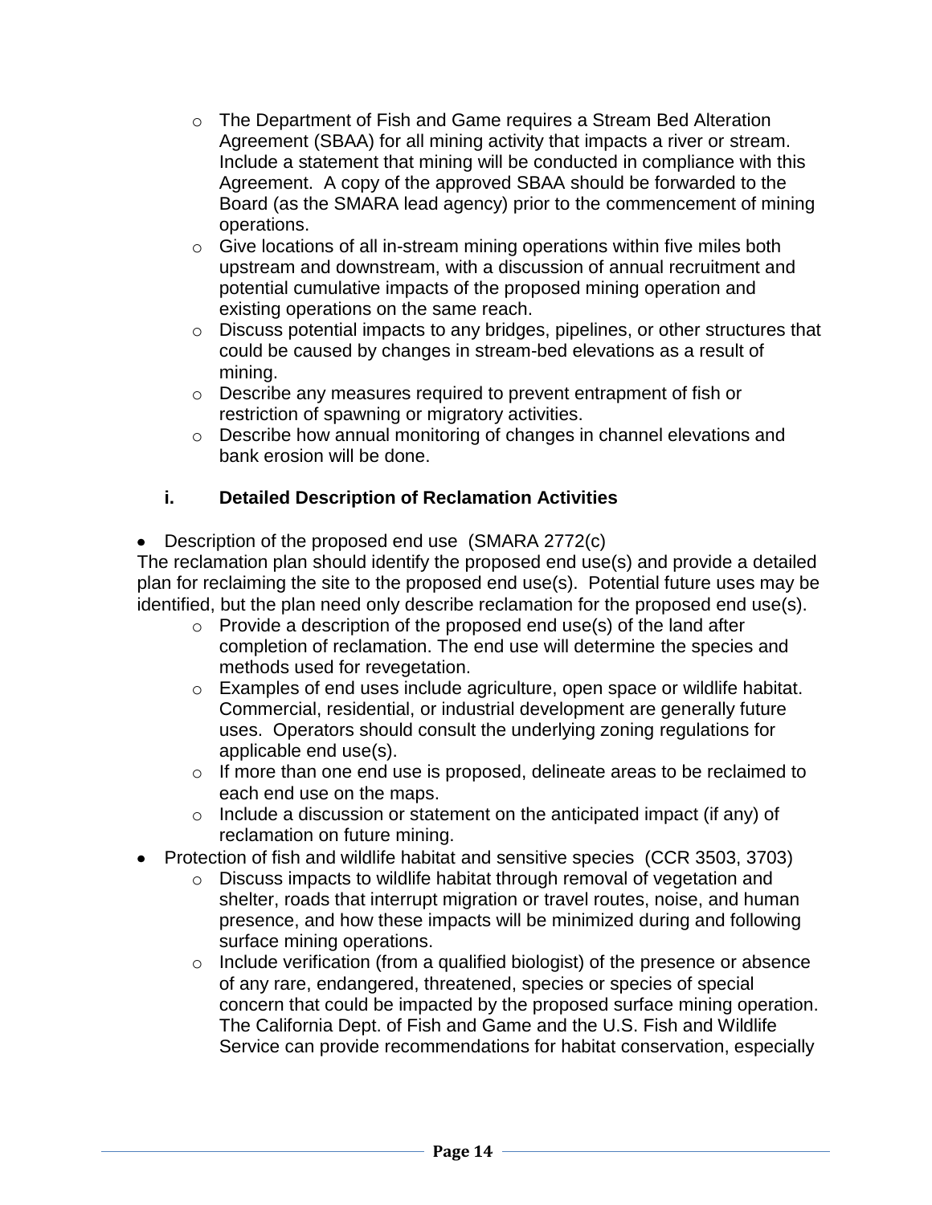- The Department of Fish and Game requires a Stream Bed Alteration Agreement (SBAA) for all mining activity that impacts a river or stream. Include a statement that mining will be conducted in compliance with this Agreement. A copy of the approved SBAA should be forwarded to the Board (as the SMARA lead agency) prior to the commencement of mining operations.
- Give locations of all in-stream mining operations within five miles both upstream and downstream, with a discussion of annual recruitment and potential cumulative impacts of the proposed mining operation and existing operations on the same reach.
- Discuss potential impacts to any bridges, pipelines, or other structures that could be caused by changes in stream-bed elevations as a result of mining.
- Describe any measures required to prevent entrapment of fish or restriction of spawning or migratory activities.
- Describe how annual monitoring of changes in channel elevations and bank erosion will be done.

### i. Detailed Description of Reclamation Activities

- Description of the proposed end use (SMARA 2772(c)

The reclamation plan should identify the proposed end use(s) and provide a detailed plan for reclaiming the site to the proposed end use(s). Potential future uses may be identified, but the plan need only describe reclamation for the proposed end use(s).

  - Provide a description of the proposed end use(s) of the land after completion of reclamation. The end use will determine the species and methods used for revegetation.
  - Examples of end uses include agriculture, open space or wildlife habitat. Commercial, residential, or industrial development are generally future uses. Operators should consult the underlying zoning regulations for applicable end use(s).
  - If more than one end use is proposed, delineate areas to be reclaimed to each end use on the maps.
  - Include a discussion or statement on the anticipated impact (if any) of reclamation on future mining.
- Protection of fish and wildlife habitat and sensitive species (CCR 3503, 3703)
  - Discuss impacts to wildlife habitat through removal of vegetation and shelter, roads that interrupt migration or travel routes, noise, and human presence, and how these impacts will be minimized during and following surface mining operations.
  - Include verification (from a qualified biologist) of the presence or absence of any rare, endangered, threatened, species or species of special concern that could be impacted by the proposed surface mining operation. The California Dept. of Fish and Game and the U.S. Fish and Wildlife Service can provide recommendations for habitat conservation, especially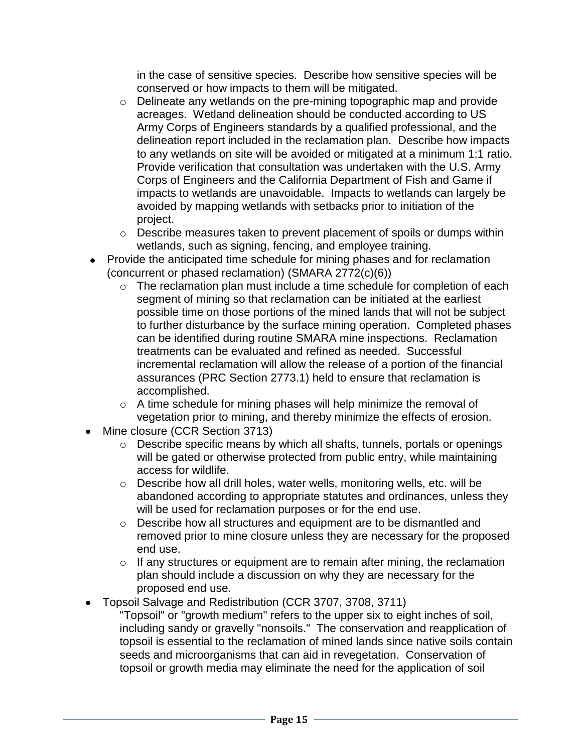in the case of sensitive species. Describe how sensitive species will be conserved or how impacts to them will be mitigated.

  - Delineate any wetlands on the pre-mining topographic map and provide acreages. Wetland delineation should be conducted according to US Army Corps of Engineers standards by a qualified professional, and the delineation report included in the reclamation plan. Describe how impacts to any wetlands on site will be avoided or mitigated at a minimum 1:1 ratio. Provide verification that consultation was undertaken with the U.S. Army Corps of Engineers and the California Department of Fish and Game if impacts to wetlands are unavoidable. Impacts to wetlands can largely be avoided by mapping wetlands with setbacks prior to initiation of the project.
  - Describe measures taken to prevent placement of spoils or dumps within wetlands, such as signing, fencing, and employee training.
- Provide the anticipated time schedule for mining phases and for reclamation (concurrent or phased reclamation) (SMARA 2772(c)(6))
  - The reclamation plan must include a time schedule for completion of each segment of mining so that reclamation can be initiated at the earliest possible time on those portions of the mined lands that will not be subject to further disturbance by the surface mining operation. Completed phases can be identified during routine SMARA mine inspections. Reclamation treatments can be evaluated and refined as needed. Successful incremental reclamation will allow the release of a portion of the financial assurances (PRC Section 2773.1) held to ensure that reclamation is accomplished.
  - A time schedule for mining phases will help minimize the removal of vegetation prior to mining, and thereby minimize the effects of erosion.
- Mine closure (CCR Section 3713)
  - Describe specific means by which all shafts, tunnels, portals or openings will be gated or otherwise protected from public entry, while maintaining access for wildlife.
  - Describe how all drill holes, water wells, monitoring wells, etc. will be abandoned according to appropriate statutes and ordinances, unless they will be used for reclamation purposes or for the end use.
  - Describe how all structures and equipment are to be dismantled and removed prior to mine closure unless they are necessary for the proposed end use.
  - If any structures or equipment are to remain after mining, the reclamation plan should include a discussion on why they are necessary for the proposed end use.
- Topsoil Salvage and Redistribution (CCR 3707, 3708, 3711)

  "Topsoil" or "growth medium" refers to the upper six to eight inches of soil, including sandy or gravelly "nonsoils." The conservation and reapplication of topsoil is essential to the reclamation of mined lands since native soils contain seeds and microorganisms that can aid in revegetation. Conservation of topsoil or growth media may eliminate the need for the application of soil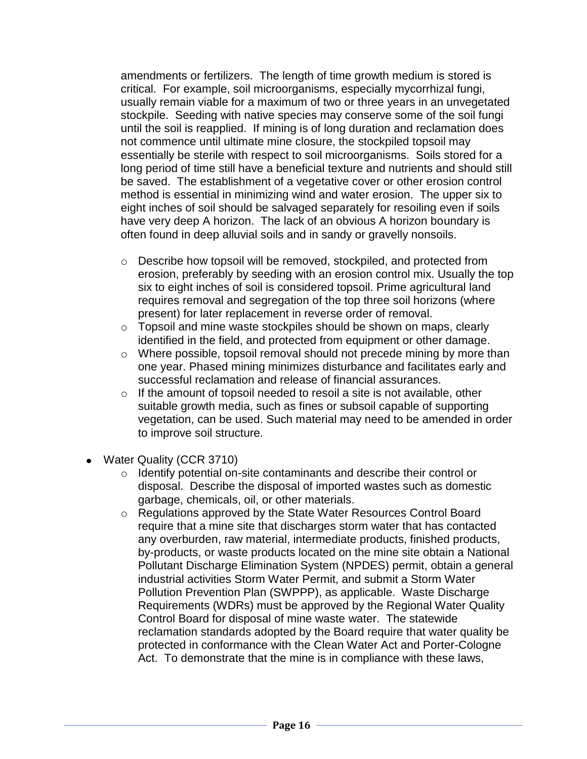amendments or fertilizers. The length of time growth medium is stored is critical. For example, soil microorganisms, especially mycorrhizal fungi, usually remain viable for a maximum of two or three years in an unvegetated stockpile. Seeding with native species may conserve some of the soil fungi until the soil is reapplied. If mining is of long duration and reclamation does not commence until ultimate mine closure, the stockpiled topsoil may essentially be sterile with respect to soil microorganisms. Soils stored for a long period of time still have a beneficial texture and nutrients and should still be saved. The establishment of a vegetative cover or other erosion control method is essential in minimizing wind and water erosion. The upper six to eight inches of soil should be salvaged separately for resoiling even if soils have very deep A horizon. The lack of an obvious A horizon boundary is often found in deep alluvial soils and in sandy or gravelly nonsoils.

- Describe how topsoil will be removed, stockpiled, and protected from erosion, preferably by seeding with an erosion control mix. Usually the top six to eight inches of soil is considered topsoil. Prime agricultural land requires removal and segregation of the top three soil horizons (where present) for later replacement in reverse order of removal.
- Topsoil and mine waste stockpiles should be shown on maps, clearly identified in the field, and protected from equipment or other damage.
- Where possible, topsoil removal should not precede mining by more than one year. Phased mining minimizes disturbance and facilitates early and successful reclamation and release of financial assurances.
- If the amount of topsoil needed to resoil a site is not available, other suitable growth media, such as fines or subsoil capable of supporting vegetation, can be used. Such material may need to be amended in order to improve soil structure.

- Water Quality (CCR 3710)
  - Identify potential on-site contaminants and describe their control or disposal. Describe the disposal of imported wastes such as domestic garbage, chemicals, oil, or other materials.
  - Regulations approved by the State Water Resources Control Board require that a mine site that discharges storm water that has contacted any overburden, raw material, intermediate products, finished products, by-products, or waste products located on the mine site obtain a National Pollutant Discharge Elimination System (NPDES) permit, obtain a general industrial activities Storm Water Permit, and submit a Storm Water Pollution Prevention Plan (SWPPP), as applicable. Waste Discharge Requirements (WDRs) must be approved by the Regional Water Quality Control Board for disposal of mine waste water. The statewide reclamation standards adopted by the Board require that water quality be protected in conformance with the Clean Water Act and Porter-Cologne Act. To demonstrate that the mine is in compliance with these laws,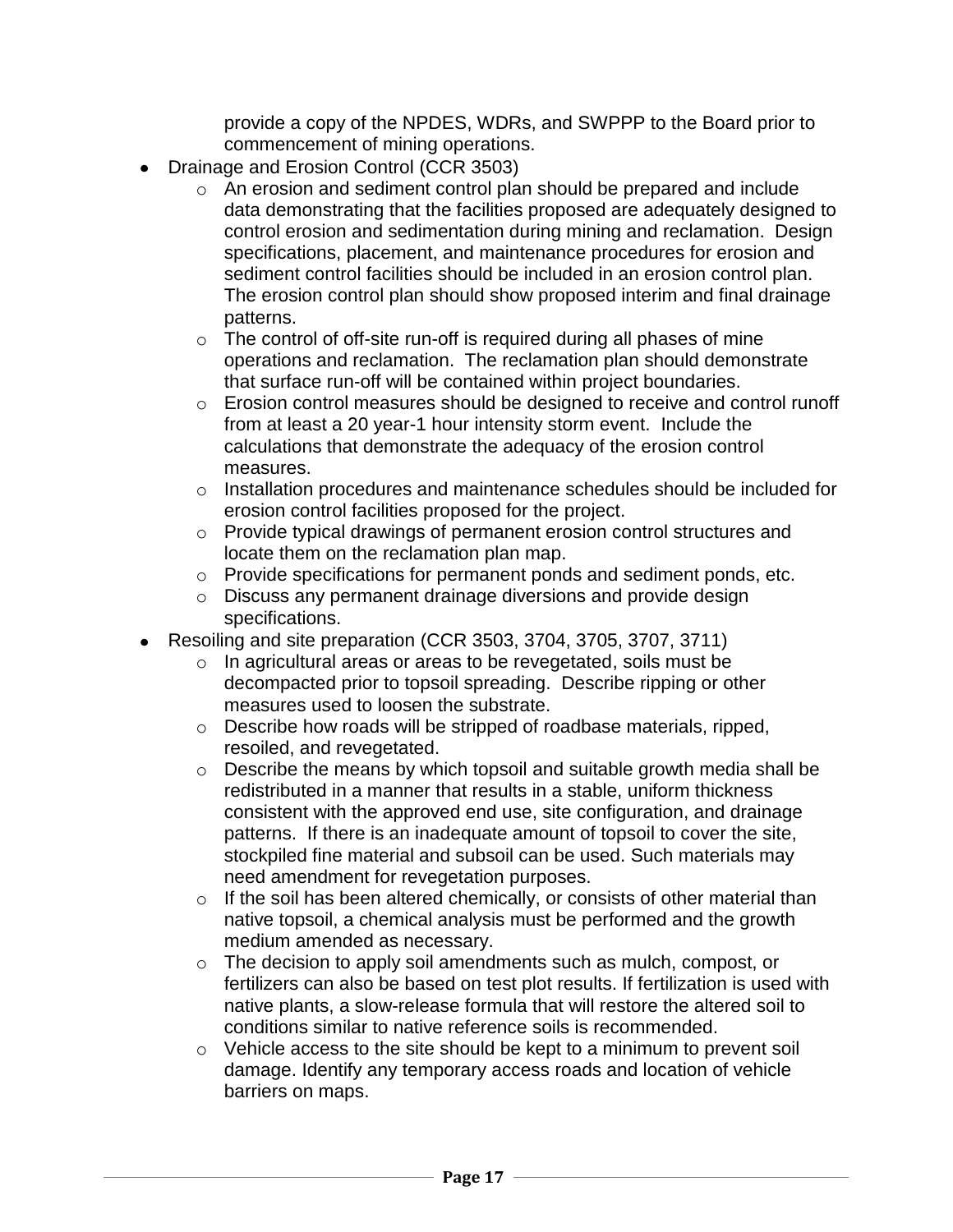provide a copy of the NPDES, WDRs, and SWPPP to the Board prior to commencement of mining operations.

- Drainage and Erosion Control (CCR 3503)
  - An erosion and sediment control plan should be prepared and include data demonstrating that the facilities proposed are adequately designed to control erosion and sedimentation during mining and reclamation. Design specifications, placement, and maintenance procedures for erosion and sediment control facilities should be included in an erosion control plan. The erosion control plan should show proposed interim and final drainage patterns.
  - The control of off-site run-off is required during all phases of mine operations and reclamation. The reclamation plan should demonstrate that surface run-off will be contained within project boundaries.
  - Erosion control measures should be designed to receive and control runoff from at least a 20 year-1 hour intensity storm event. Include the calculations that demonstrate the adequacy of the erosion control measures.
  - Installation procedures and maintenance schedules should be included for erosion control facilities proposed for the project.
  - Provide typical drawings of permanent erosion control structures and locate them on the reclamation plan map.
  - Provide specifications for permanent ponds and sediment ponds, etc.
  - Discuss any permanent drainage diversions and provide design specifications.
- Resoiling and site preparation (CCR 3503, 3704, 3705, 3707, 3711)
  - In agricultural areas or areas to be revegetated, soils must be decompacted prior to topsoil spreading. Describe ripping or other measures used to loosen the substrate.
  - Describe how roads will be stripped of roadbase materials, ripped, resoiled, and revegetated.
  - Describe the means by which topsoil and suitable growth media shall be redistributed in a manner that results in a stable, uniform thickness consistent with the approved end use, site configuration, and drainage patterns. If there is an inadequate amount of topsoil to cover the site, stockpiled fine material and subsoil can be used. Such materials may need amendment for revegetation purposes.
  - If the soil has been altered chemically, or consists of other material than native topsoil, a chemical analysis must be performed and the growth medium amended as necessary.
  - The decision to apply soil amendments such as mulch, compost, or fertilizers can also be based on test plot results. If fertilization is used with native plants, a slow-release formula that will restore the altered soil to conditions similar to native reference soils is recommended.
  - Vehicle access to the site should be kept to a minimum to prevent soil damage. Identify any temporary access roads and location of vehicle barriers on maps.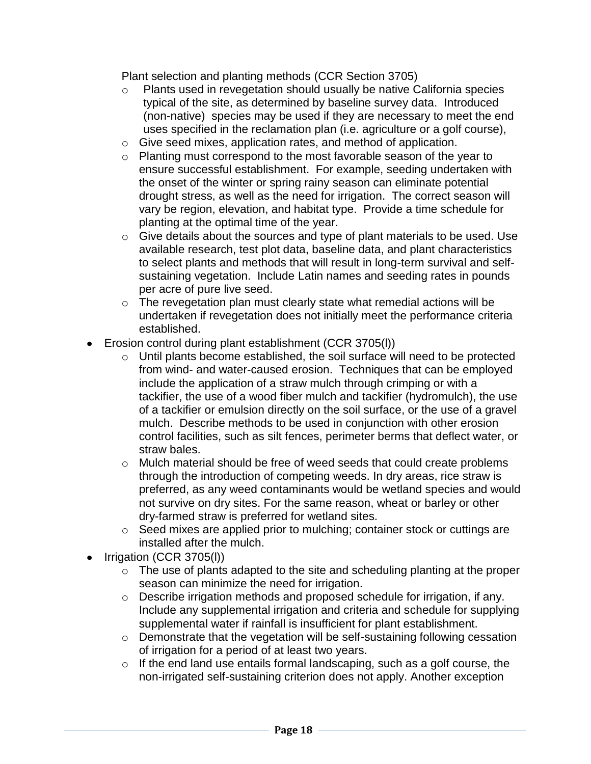Plant selection and planting methods (CCR Section 3705)

- Plants used in revegetation should usually be native California species typical of the site, as determined by baseline survey data. Introduced (non-native) species may be used if they are necessary to meet the end uses specified in the reclamation plan (i.e. agriculture or a golf course),
- Give seed mixes, application rates, and method of application.
- Planting must correspond to the most favorable season of the year to ensure successful establishment. For example, seeding undertaken with the onset of the winter or spring rainy season can eliminate potential drought stress, as well as the need for irrigation. The correct season will vary be region, elevation, and habitat type. Provide a time schedule for planting at the optimal time of the year.
- Give details about the sources and type of plant materials to be used. Use available research, test plot data, baseline data, and plant characteristics to select plants and methods that will result in long-term survival and self-sustaining vegetation. Include Latin names and seeding rates in pounds per acre of pure live seed.
- The revegetation plan must clearly state what remedial actions will be undertaken if revegetation does not initially meet the performance criteria established.

- Erosion control during plant establishment (CCR 3705(l))
  - Until plants become established, the soil surface will need to be protected from wind- and water-caused erosion. Techniques that can be employed include the application of a straw mulch through crimping or with a tackifier, the use of a wood fiber mulch and tackifier (hydromulch), the use of a tackifier or emulsion directly on the soil surface, or the use of a gravel mulch. Describe methods to be used in conjunction with other erosion control facilities, such as silt fences, perimeter berms that deflect water, or straw bales.
  - Mulch material should be free of weed seeds that could create problems through the introduction of competing weeds. In dry areas, rice straw is preferred, as any weed contaminants would be wetland species and would not survive on dry sites. For the same reason, wheat or barley or other dry-farmed straw is preferred for wetland sites.
  - Seed mixes are applied prior to mulching; container stock or cuttings are installed after the mulch.
- Irrigation (CCR 3705(l))
  - The use of plants adapted to the site and scheduling planting at the proper season can minimize the need for irrigation.
  - Describe irrigation methods and proposed schedule for irrigation, if any. Include any supplemental irrigation and criteria and schedule for supplying supplemental water if rainfall is insufficient for plant establishment.
  - Demonstrate that the vegetation will be self-sustaining following cessation of irrigation for a period of at least two years.
  - If the end land use entails formal landscaping, such as a golf course, the non-irrigated self-sustaining criterion does not apply. Another exception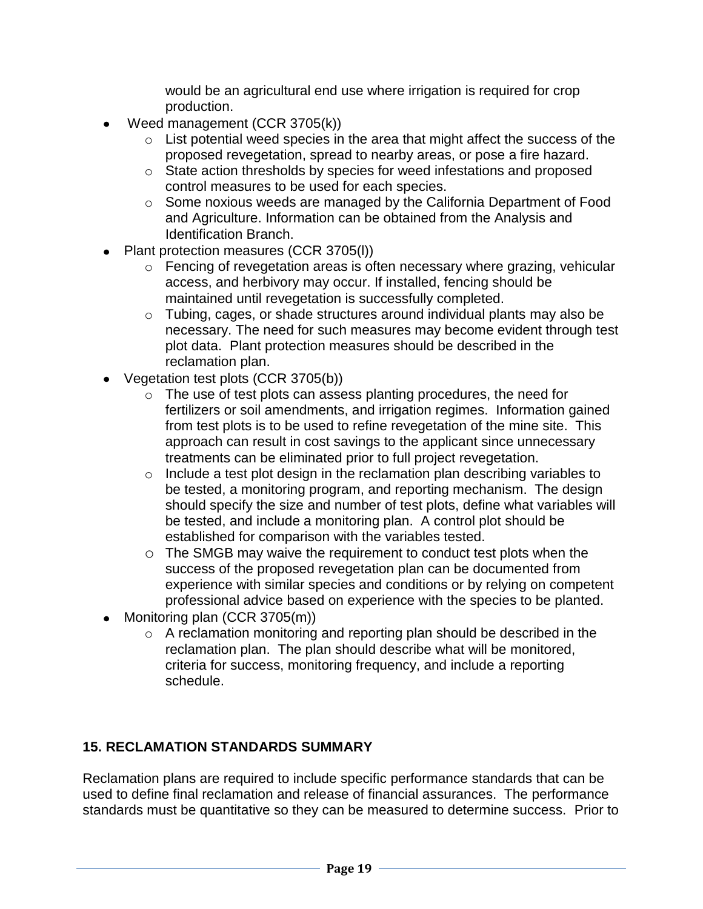would be an agricultural end use where irrigation is required for crop production.

- Weed management (CCR 3705(k))
    - List potential weed species in the area that might affect the success of the proposed revegetation, spread to nearby areas, or pose a fire hazard.
    - State action thresholds by species for weed infestations and proposed control measures to be used for each species.
    - Some noxious weeds are managed by the California Department of Food and Agriculture. Information can be obtained from the Analysis and Identification Branch.
- Plant protection measures (CCR 3705(l))
    - Fencing of revegetation areas is often necessary where grazing, vehicular access, and herbivory may occur. If installed, fencing should be maintained until revegetation is successfully completed.
    - Tubing, cages, or shade structures around individual plants may also be necessary. The need for such measures may become evident through test plot data. Plant protection measures should be described in the reclamation plan.
- Vegetation test plots (CCR 3705(b))
    - The use of test plots can assess planting procedures, the need for fertilizers or soil amendments, and irrigation regimes. Information gained from test plots is to be used to refine revegetation of the mine site. This approach can result in cost savings to the applicant since unnecessary treatments can be eliminated prior to full project revegetation.
    - Include a test plot design in the reclamation plan describing variables to be tested, a monitoring program, and reporting mechanism. The design should specify the size and number of test plots, define what variables will be tested, and include a monitoring plan. A control plot should be established for comparison with the variables tested.
    - The SMGB may waive the requirement to conduct test plots when the success of the proposed revegetation plan can be documented from experience with similar species and conditions or by relying on competent professional advice based on experience with the species to be planted.
- Monitoring plan (CCR 3705(m))
    - A reclamation monitoring and reporting plan should be described in the reclamation plan. The plan should describe what will be monitored, criteria for success, monitoring frequency, and include a reporting schedule.

## 15. RECLAMATION STANDARDS SUMMARY

Reclamation plans are required to include specific performance standards that can be used to define final reclamation and release of financial assurances. The performance standards must be quantitative so they can be measured to determine success. Prior to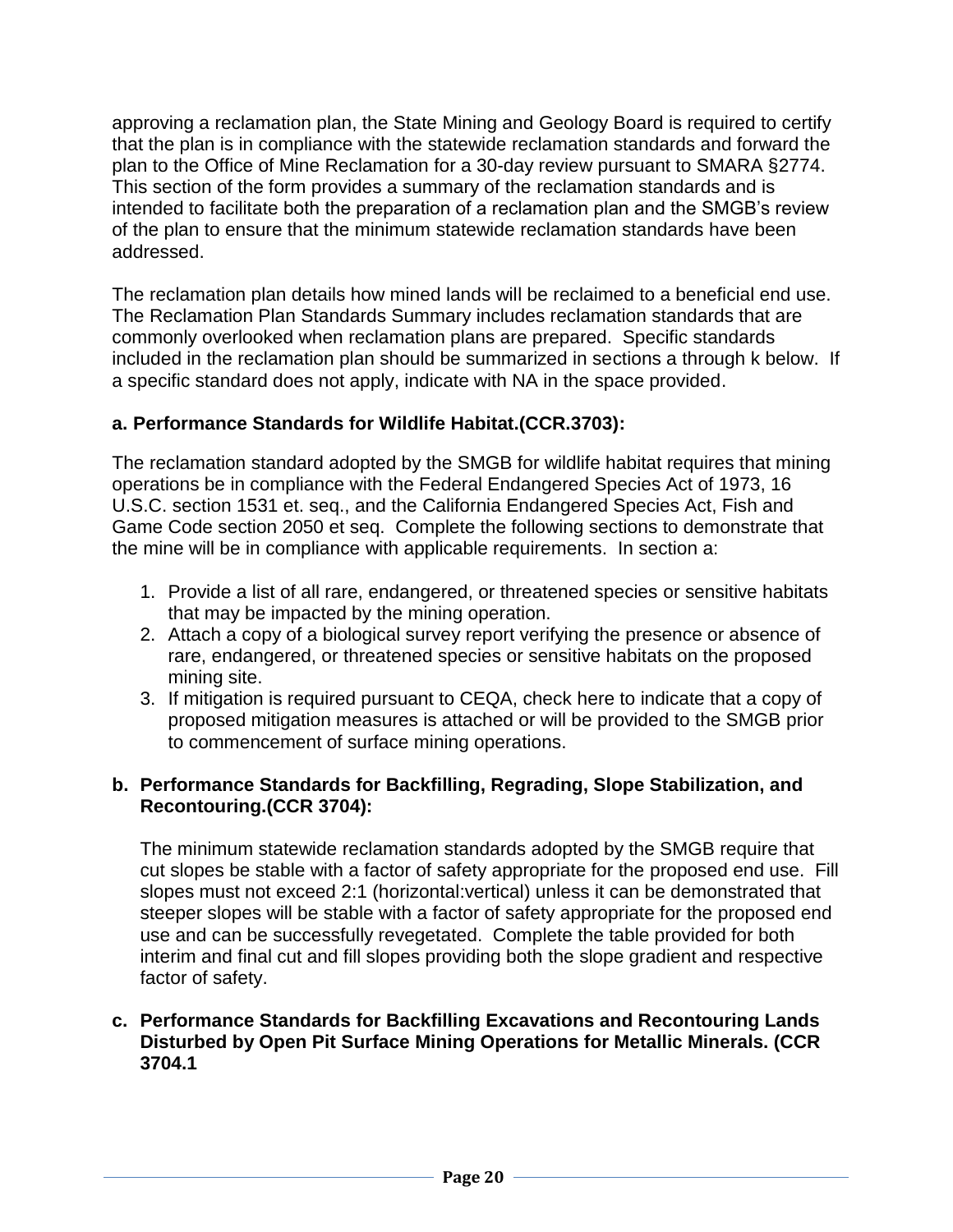approving a reclamation plan, the State Mining and Geology Board is required to certify that the plan is in compliance with the statewide reclamation standards and forward the plan to the Office of Mine Reclamation for a 30-day review pursuant to SMARA §2774. This section of the form provides a summary of the reclamation standards and is intended to facilitate both the preparation of a reclamation plan and the SMGB's review of the plan to ensure that the minimum statewide reclamation standards have been addressed.

The reclamation plan details how mined lands will be reclaimed to a beneficial end use. The Reclamation Plan Standards Summary includes reclamation standards that are commonly overlooked when reclamation plans are prepared. Specific standards included in the reclamation plan should be summarized in sections a through k below. If a specific standard does not apply, indicate with NA in the space provided.

**a. Performance Standards for Wildlife Habitat.(CCR.3703):**

The reclamation standard adopted by the SMGB for wildlife habitat requires that mining operations be in compliance with the Federal Endangered Species Act of 1973, 16 U.S.C. section 1531 et. seq., and the California Endangered Species Act, Fish and Game Code section 2050 et seq. Complete the following sections to demonstrate that the mine will be in compliance with applicable requirements. In section a:

1. Provide a list of all rare, endangered, or threatened species or sensitive habitats that may be impacted by the mining operation.
2. Attach a copy of a biological survey report verifying the presence or absence of rare, endangered, or threatened species or sensitive habitats on the proposed mining site.
3. If mitigation is required pursuant to CEQA, check here to indicate that a copy of proposed mitigation measures is attached or will be provided to the SMGB prior to commencement of surface mining operations.

**b. Performance Standards for Backfilling, Regrading, Slope Stabilization, and Recontouring.(CCR 3704):**

The minimum statewide reclamation standards adopted by the SMGB require that cut slopes be stable with a factor of safety appropriate for the proposed end use. Fill slopes must not exceed 2:1 (horizontal:vertical) unless it can be demonstrated that steeper slopes will be stable with a factor of safety appropriate for the proposed end use and can be successfully revegetated. Complete the table provided for both interim and final cut and fill slopes providing both the slope gradient and respective factor of safety.

**c. Performance Standards for Backfilling Excavations and Recontouring Lands Disturbed by Open Pit Surface Mining Operations for Metallic Minerals. (CCR 3704.1**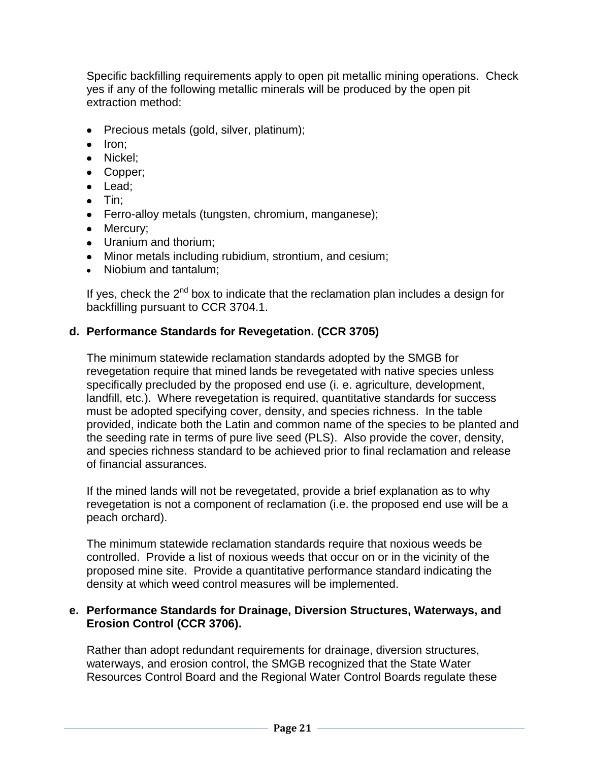Specific backfilling requirements apply to open pit metallic mining operations. Check yes if any of the following metallic minerals will be produced by the open pit extraction method:

- Precious metals (gold, silver, platinum);
- Iron;
- Nickel;
- Copper;
- Lead;
- Tin;
- Ferro-alloy metals (tungsten, chromium, manganese);
- Mercury;
- Uranium and thorium;
- Minor metals including rubidium, strontium, and cesium;
- Niobium and tantalum;

If yes, check the 2nd box to indicate that the reclamation plan includes a design for backfilling pursuant to CCR 3704.1.

**d. Performance Standards for Revegetation. (CCR 3705)**

The minimum statewide reclamation standards adopted by the SMGB for revegetation require that mined lands be revegetated with native species unless specifically precluded by the proposed end use (i. e. agriculture, development, landfill, etc.). Where revegetation is required, quantitative standards for success must be adopted specifying cover, density, and species richness. In the table provided, indicate both the Latin and common name of the species to be planted and the seeding rate in terms of pure live seed (PLS). Also provide the cover, density, and species richness standard to be achieved prior to final reclamation and release of financial assurances.

If the mined lands will not be revegetated, provide a brief explanation as to why revegetation is not a component of reclamation (i.e. the proposed end use will be a peach orchard).

The minimum statewide reclamation standards require that noxious weeds be controlled. Provide a list of noxious weeds that occur on or in the vicinity of the proposed mine site. Provide a quantitative performance standard indicating the density at which weed control measures will be implemented.

**e. Performance Standards for Drainage, Diversion Structures, Waterways, and Erosion Control (CCR 3706).**

Rather than adopt redundant requirements for drainage, diversion structures, waterways, and erosion control, the SMGB recognized that the State Water Resources Control Board and the Regional Water Control Boards regulate these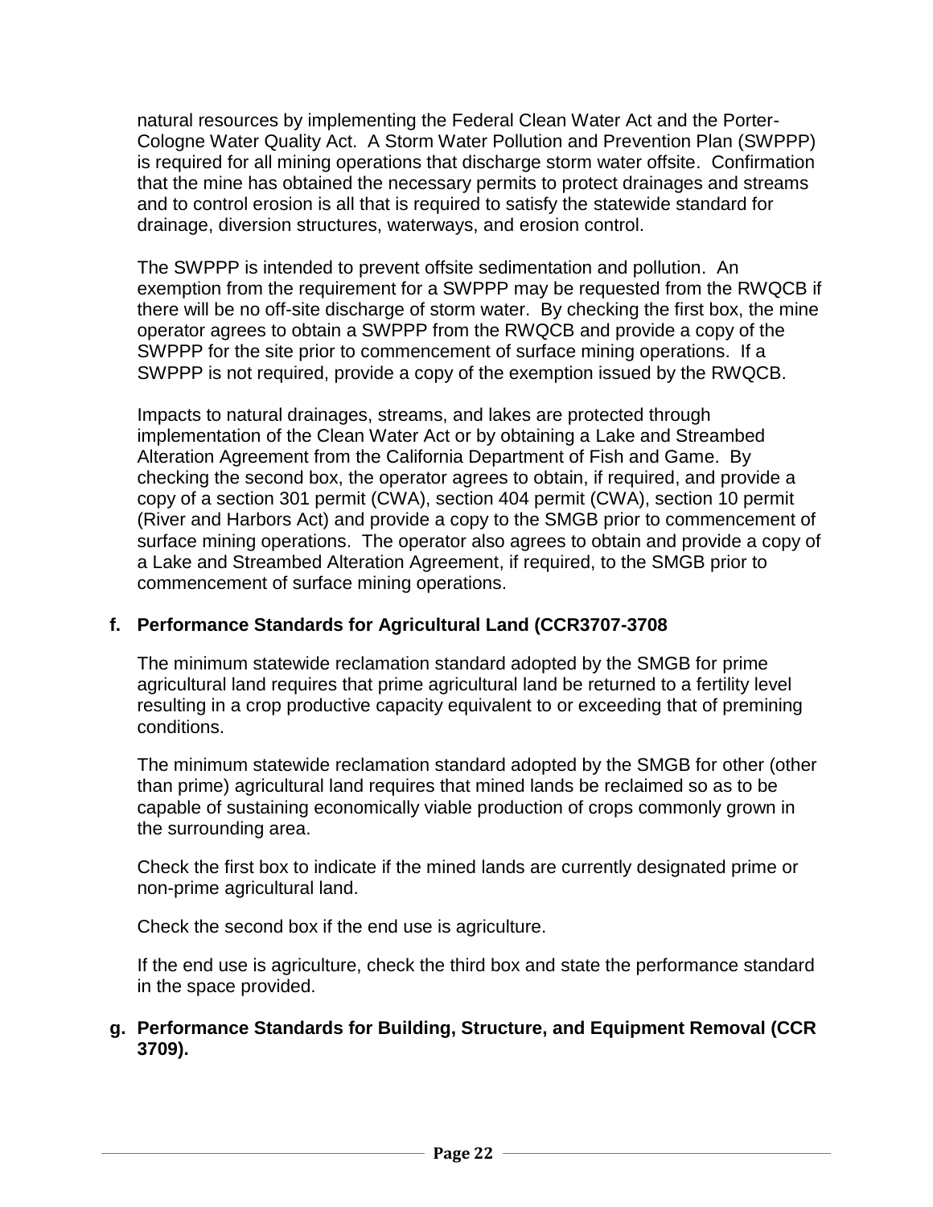natural resources by implementing the Federal Clean Water Act and the Porter-Cologne Water Quality Act. A Storm Water Pollution and Prevention Plan (SWPPP) is required for all mining operations that discharge storm water offsite. Confirmation that the mine has obtained the necessary permits to protect drainages and streams and to control erosion is all that is required to satisfy the statewide standard for drainage, diversion structures, waterways, and erosion control.

The SWPPP is intended to prevent offsite sedimentation and pollution. An exemption from the requirement for a SWPPP may be requested from the RWQCB if there will be no off-site discharge of storm water. By checking the first box, the mine operator agrees to obtain a SWPPP from the RWQCB and provide a copy of the SWPPP for the site prior to commencement of surface mining operations. If a SWPPP is not required, provide a copy of the exemption issued by the RWQCB.

Impacts to natural drainages, streams, and lakes are protected through implementation of the Clean Water Act or by obtaining a Lake and Streambed Alteration Agreement from the California Department of Fish and Game. By checking the second box, the operator agrees to obtain, if required, and provide a copy of a section 301 permit (CWA), section 404 permit (CWA), section 10 permit (River and Harbors Act) and provide a copy to the SMGB prior to commencement of surface mining operations. The operator also agrees to obtain and provide a copy of a Lake and Streambed Alteration Agreement, if required, to the SMGB prior to commencement of surface mining operations.

**f. Performance Standards for Agricultural Land (CCR3707-3708**

The minimum statewide reclamation standard adopted by the SMGB for prime agricultural land requires that prime agricultural land be returned to a fertility level resulting in a crop productive capacity equivalent to or exceeding that of premining conditions.

The minimum statewide reclamation standard adopted by the SMGB for other (other than prime) agricultural land requires that mined lands be reclaimed so as to be capable of sustaining economically viable production of crops commonly grown in the surrounding area.

Check the first box to indicate if the mined lands are currently designated prime or non-prime agricultural land.

Check the second box if the end use is agriculture.

If the end use is agriculture, check the third box and state the performance standard in the space provided.

**g. Performance Standards for Building, Structure, and Equipment Removal (CCR 3709).**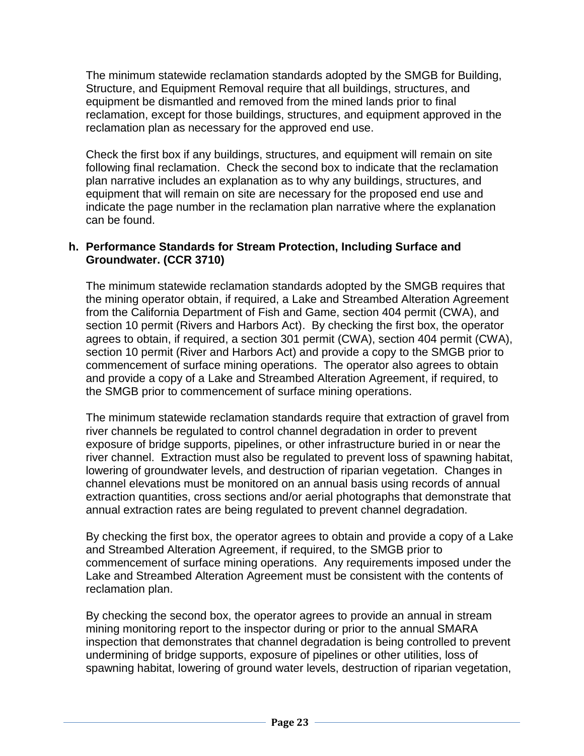The minimum statewide reclamation standards adopted by the SMGB for Building, Structure, and Equipment Removal require that all buildings, structures, and equipment be dismantled and removed from the mined lands prior to final reclamation, except for those buildings, structures, and equipment approved in the reclamation plan as necessary for the approved end use.

Check the first box if any buildings, structures, and equipment will remain on site following final reclamation. Check the second box to indicate that the reclamation plan narrative includes an explanation as to why any buildings, structures, and equipment that will remain on site are necessary for the proposed end use and indicate the page number in the reclamation plan narrative where the explanation can be found.

**h. Performance Standards for Stream Protection, Including Surface and Groundwater. (CCR 3710)**

The minimum statewide reclamation standards adopted by the SMGB requires that the mining operator obtain, if required, a Lake and Streambed Alteration Agreement from the California Department of Fish and Game, section 404 permit (CWA), and section 10 permit (Rivers and Harbors Act). By checking the first box, the operator agrees to obtain, if required, a section 301 permit (CWA), section 404 permit (CWA), section 10 permit (River and Harbors Act) and provide a copy to the SMGB prior to commencement of surface mining operations. The operator also agrees to obtain and provide a copy of a Lake and Streambed Alteration Agreement, if required, to the SMGB prior to commencement of surface mining operations.

The minimum statewide reclamation standards require that extraction of gravel from river channels be regulated to control channel degradation in order to prevent exposure of bridge supports, pipelines, or other infrastructure buried in or near the river channel. Extraction must also be regulated to prevent loss of spawning habitat, lowering of groundwater levels, and destruction of riparian vegetation. Changes in channel elevations must be monitored on an annual basis using records of annual extraction quantities, cross sections and/or aerial photographs that demonstrate that annual extraction rates are being regulated to prevent channel degradation.

By checking the first box, the operator agrees to obtain and provide a copy of a Lake and Streambed Alteration Agreement, if required, to the SMGB prior to commencement of surface mining operations. Any requirements imposed under the Lake and Streambed Alteration Agreement must be consistent with the contents of reclamation plan.

By checking the second box, the operator agrees to provide an annual in stream mining monitoring report to the inspector during or prior to the annual SMARA inspection that demonstrates that channel degradation is being controlled to prevent undermining of bridge supports, exposure of pipelines or other utilities, loss of spawning habitat, lowering of ground water levels, destruction of riparian vegetation,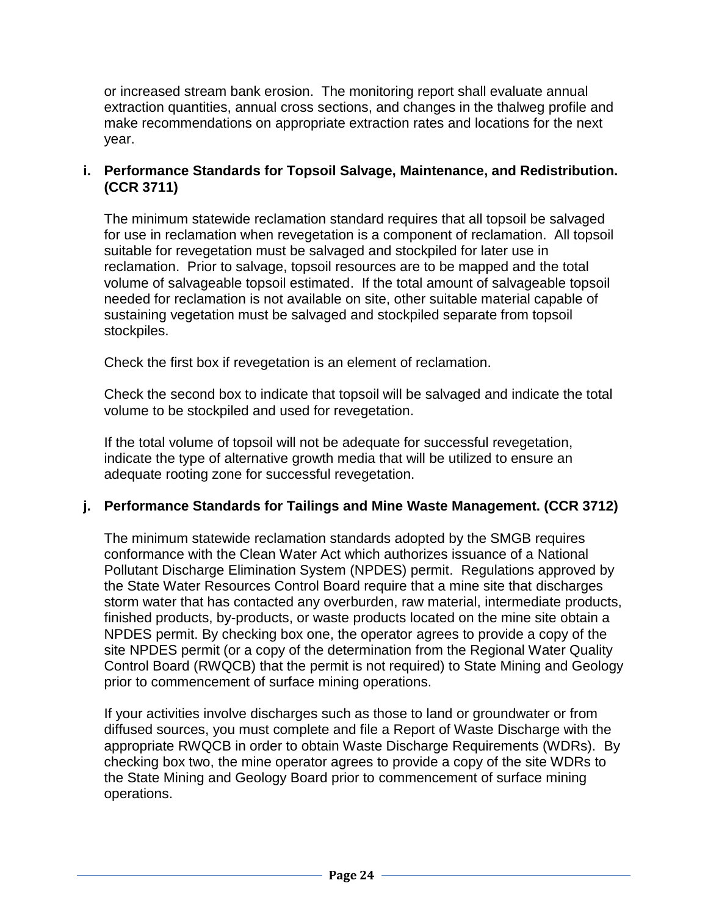or increased stream bank erosion. The monitoring report shall evaluate annual extraction quantities, annual cross sections, and changes in the thalweg profile and make recommendations on appropriate extraction rates and locations for the next year.

**i. Performance Standards for Topsoil Salvage, Maintenance, and Redistribution. (CCR 3711)**

The minimum statewide reclamation standard requires that all topsoil be salvaged for use in reclamation when revegetation is a component of reclamation. All topsoil suitable for revegetation must be salvaged and stockpiled for later use in reclamation. Prior to salvage, topsoil resources are to be mapped and the total volume of salvageable topsoil estimated. If the total amount of salvageable topsoil needed for reclamation is not available on site, other suitable material capable of sustaining vegetation must be salvaged and stockpiled separate from topsoil stockpiles.

Check the first box if revegetation is an element of reclamation.

Check the second box to indicate that topsoil will be salvaged and indicate the total volume to be stockpiled and used for revegetation.

If the total volume of topsoil will not be adequate for successful revegetation, indicate the type of alternative growth media that will be utilized to ensure an adequate rooting zone for successful revegetation.

**j. Performance Standards for Tailings and Mine Waste Management. (CCR 3712)**

The minimum statewide reclamation standards adopted by the SMGB requires conformance with the Clean Water Act which authorizes issuance of a National Pollutant Discharge Elimination System (NPDES) permit. Regulations approved by the State Water Resources Control Board require that a mine site that discharges storm water that has contacted any overburden, raw material, intermediate products, finished products, by-products, or waste products located on the mine site obtain a NPDES permit. By checking box one, the operator agrees to provide a copy of the site NPDES permit (or a copy of the determination from the Regional Water Quality Control Board (RWQCB) that the permit is not required) to State Mining and Geology prior to commencement of surface mining operations.

If your activities involve discharges such as those to land or groundwater or from diffused sources, you must complete and file a Report of Waste Discharge with the appropriate RWQCB in order to obtain Waste Discharge Requirements (WDRs). By checking box two, the mine operator agrees to provide a copy of the site WDRs to the State Mining and Geology Board prior to commencement of surface mining operations.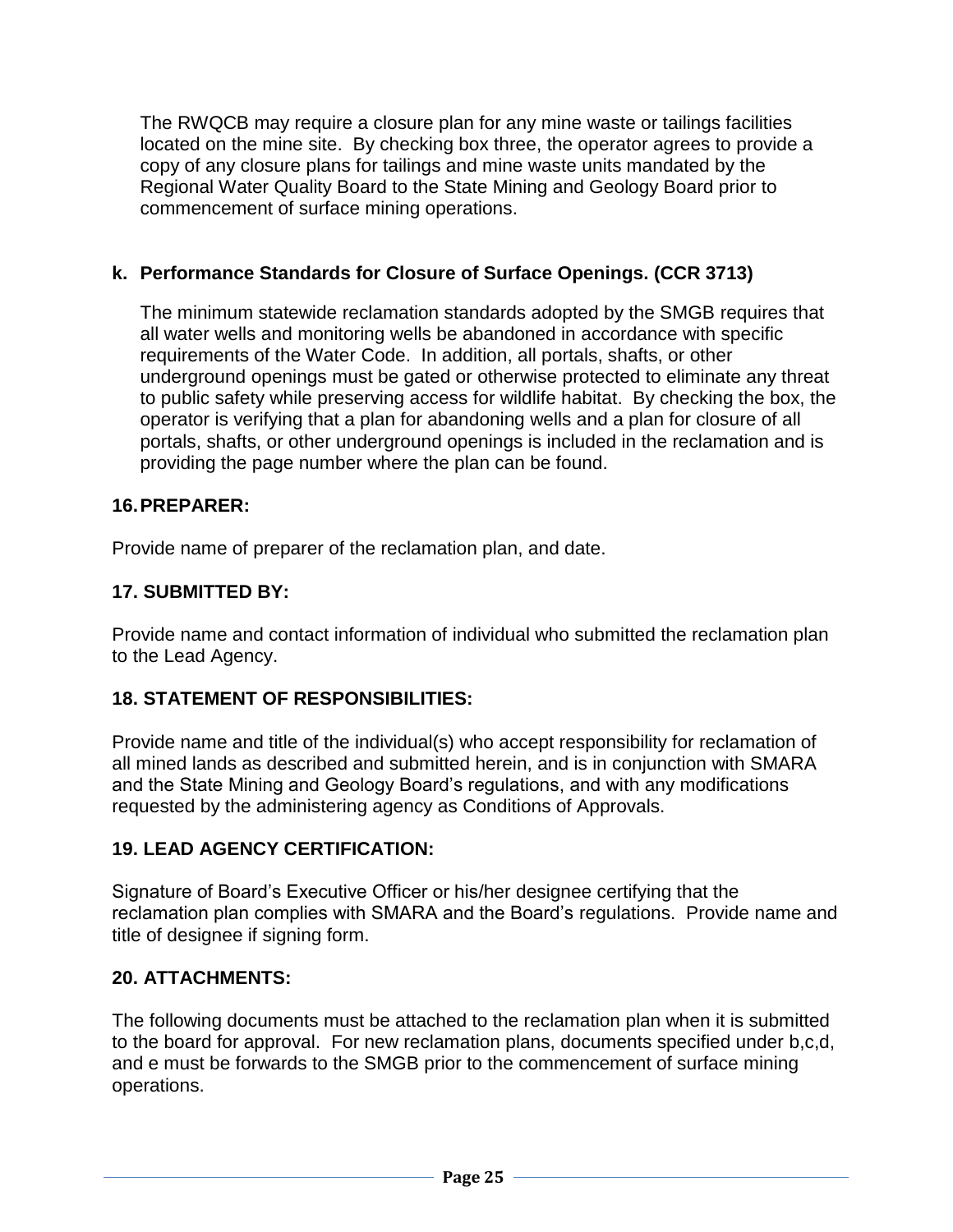The RWQCB may require a closure plan for any mine waste or tailings facilities located on the mine site. By checking box three, the operator agrees to provide a copy of any closure plans for tailings and mine waste units mandated by the Regional Water Quality Board to the State Mining and Geology Board prior to commencement of surface mining operations.

**k. Performance Standards for Closure of Surface Openings. (CCR 3713)**

The minimum statewide reclamation standards adopted by the SMGB requires that all water wells and monitoring wells be abandoned in accordance with specific requirements of the Water Code. In addition, all portals, shafts, or other underground openings must be gated or otherwise protected to eliminate any threat to public safety while preserving access for wildlife habitat. By checking the box, the operator is verifying that a plan for abandoning wells and a plan for closure of all portals, shafts, or other underground openings is included in the reclamation and is providing the page number where the plan can be found.

### 16. PREPARER:

Provide name of preparer of the reclamation plan, and date.

### 17. SUBMITTED BY:

Provide name and contact information of individual who submitted the reclamation plan to the Lead Agency.

### 18. STATEMENT OF RESPONSIBILITIES:

Provide name and title of the individual(s) who accept responsibility for reclamation of all mined lands as described and submitted herein, and is in conjunction with SMARA and the State Mining and Geology Board's regulations, and with any modifications requested by the administering agency as Conditions of Approvals.

### 19. LEAD AGENCY CERTIFICATION:

Signature of Board's Executive Officer or his/her designee certifying that the reclamation plan complies with SMARA and the Board's regulations. Provide name and title of designee if signing form.

### 20. ATTACHMENTS:

The following documents must be attached to the reclamation plan when it is submitted to the board for approval. For new reclamation plans, documents specified under b,c,d, and e must be forwards to the SMGB prior to the commencement of surface mining operations.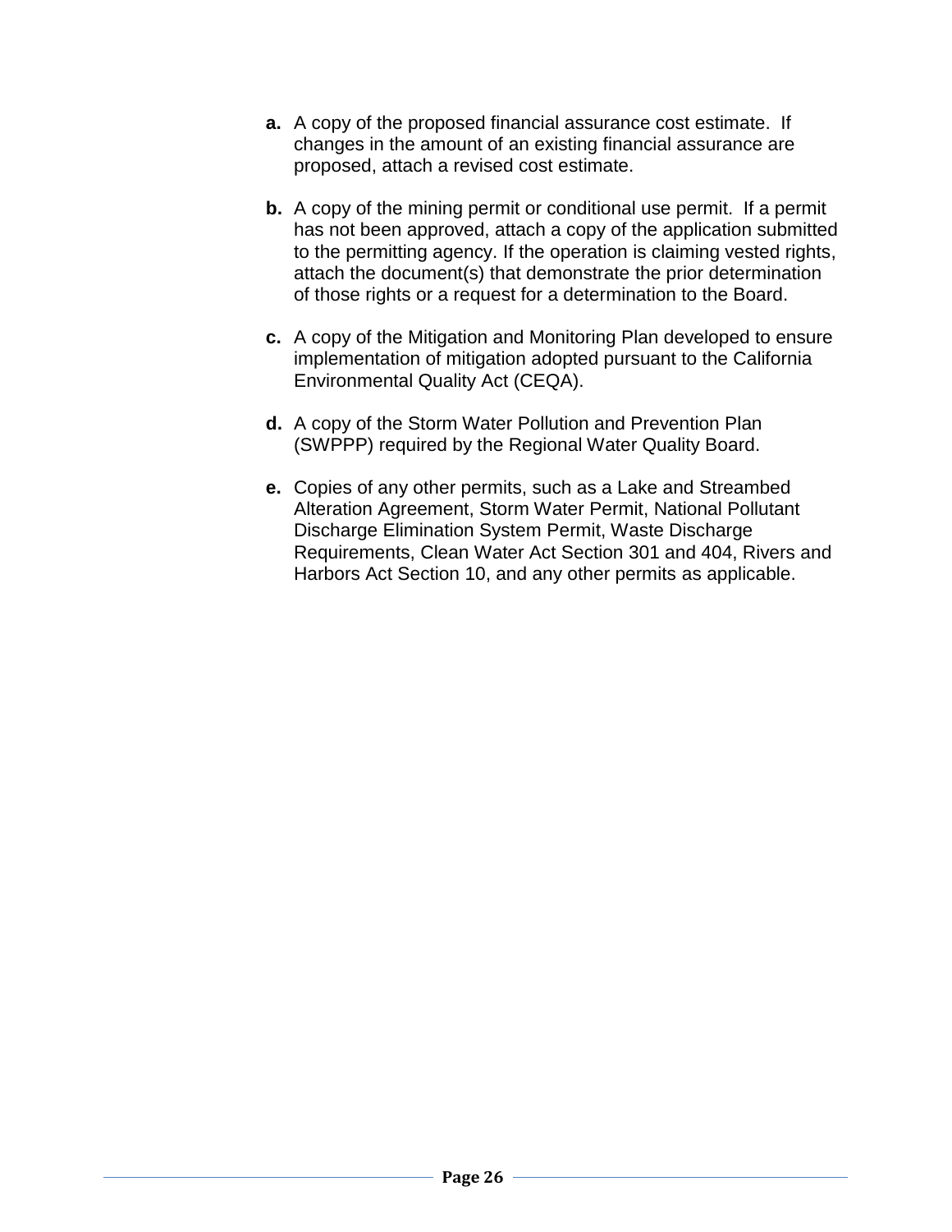**a.** A copy of the proposed financial assurance cost estimate. If changes in the amount of an existing financial assurance are proposed, attach a revised cost estimate.

**b.** A copy of the mining permit or conditional use permit. If a permit has not been approved, attach a copy of the application submitted to the permitting agency. If the operation is claiming vested rights, attach the document(s) that demonstrate the prior determination of those rights or a request for a determination to the Board.

**c.** A copy of the Mitigation and Monitoring Plan developed to ensure implementation of mitigation adopted pursuant to the California Environmental Quality Act (CEQA).

**d.** A copy of the Storm Water Pollution and Prevention Plan (SWPPP) required by the Regional Water Quality Board.

**e.** Copies of any other permits, such as a Lake and Streambed Alteration Agreement, Storm Water Permit, National Pollutant Discharge Elimination System Permit, Waste Discharge Requirements, Clean Water Act Section 301 and 404, Rivers and Harbors Act Section 10, and any other permits as applicable.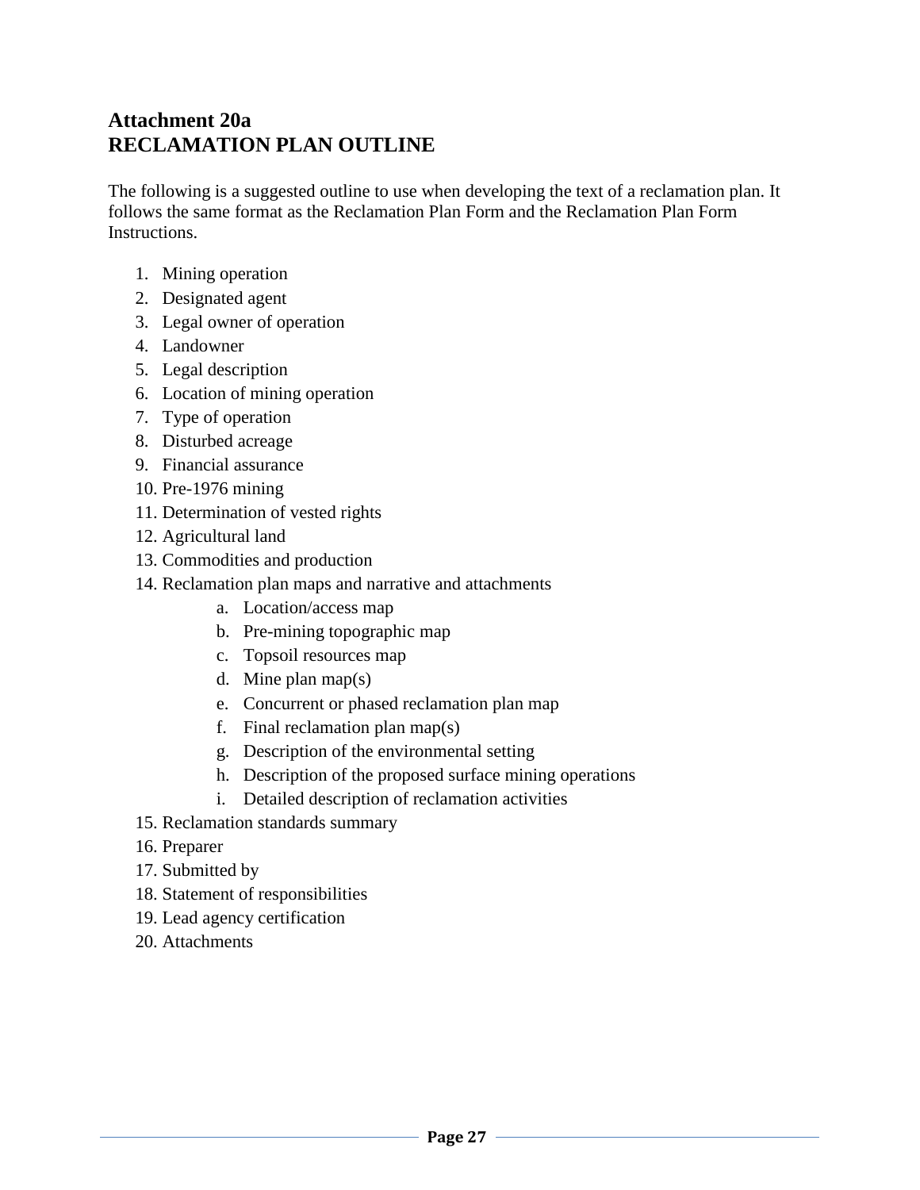## Attachment 20a
## RECLAMATION PLAN OUTLINE

The following is a suggested outline to use when developing the text of a reclamation plan. It follows the same format as the Reclamation Plan Form and the Reclamation Plan Form Instructions.

1. Mining operation
2. Designated agent
3. Legal owner of operation
4. Landowner
5. Legal description
6. Location of mining operation
7. Type of operation
8. Disturbed acreage
9. Financial assurance
10. Pre-1976 mining
11. Determination of vested rights
12. Agricultural land
13. Commodities and production
14. Reclamation plan maps and narrative and attachments
    a. Location/access map
    b. Pre-mining topographic map
    c. Topsoil resources map
    d. Mine plan map(s)
    e. Concurrent or phased reclamation plan map
    f. Final reclamation plan map(s)
    g. Description of the environmental setting
    h. Description of the proposed surface mining operations
    i. Detailed description of reclamation activities
15. Reclamation standards summary
16. Preparer
17. Submitted by
18. Statement of responsibilities
19. Lead agency certification
20. Attachments